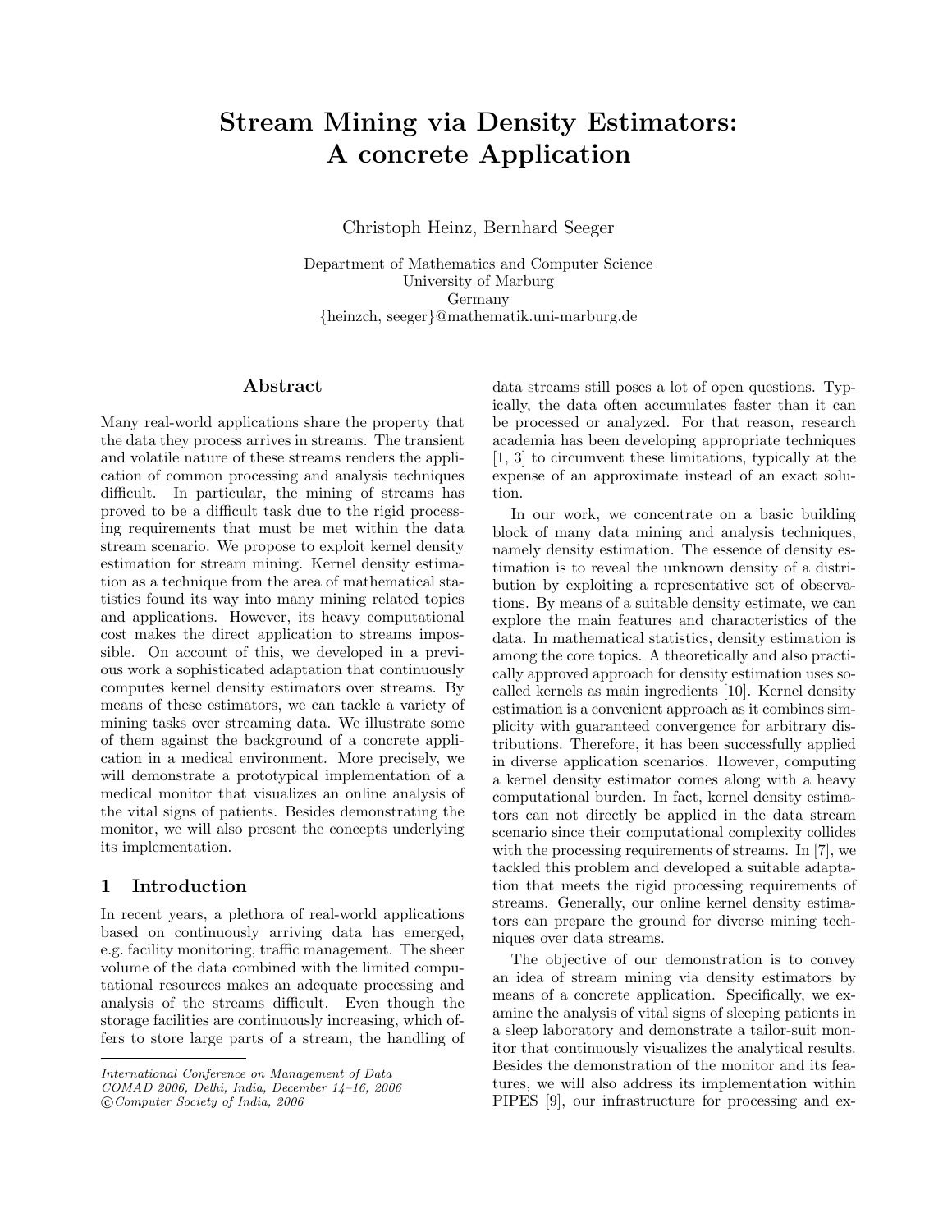# Stream Mining via Density Estimators: A concrete Application

Christoph Heinz, Bernhard Seeger

Department of Mathematics and Computer Science
University of Marburg
Germany
{heinzch, seeger}@mathematik.uni-marburg.de

## Abstract

Many real-world applications share the property that the data they process arrives in streams. The transient and volatile nature of these streams renders the application of common processing and analysis techniques difficult. In particular, the mining of streams has proved to be a difficult task due to the rigid processing requirements that must be met within the data stream scenario. We propose to exploit kernel density estimation for stream mining. Kernel density estimation as a technique from the area of mathematical statistics found its way into many mining related topics and applications. However, its heavy computational cost makes the direct application to streams impossible. On account of this, we developed in a previous work a sophisticated adaptation that continuously computes kernel density estimators over streams. By means of these estimators, we can tackle a variety of mining tasks over streaming data. We illustrate some of them against the background of a concrete application in a medical environment. More precisely, we will demonstrate a prototypical implementation of a medical monitor that visualizes an online analysis of the vital signs of patients. Besides demonstrating the monitor, we will also present the concepts underlying its implementation.

## 1 Introduction

In recent years, a plethora of real-world applications based on continuously arriving data has emerged, e.g. facility monitoring, traffic management. The sheer volume of the data combined with the limited computational resources makes an adequate processing and analysis of the streams difficult. Even though the storage facilities are continuously increasing, which offers to store large parts of a stream, the handling of data streams still poses a lot of open questions. Typically, the data often accumulates faster than it can be processed or analyzed. For that reason, research academia has been developing appropriate techniques [1, 3] to circumvent these limitations, typically at the expense of an approximate instead of an exact solution.

In our work, we concentrate on a basic building block of many data mining and analysis techniques, namely density estimation. The essence of density estimation is to reveal the unknown density of a distribution by exploiting a representative set of observations. By means of a suitable density estimate, we can explore the main features and characteristics of the data. In mathematical statistics, density estimation is among the core topics. A theoretically and also practically approved approach for density estimation uses so-called kernels as main ingredients [10]. Kernel density estimation is a convenient approach as it combines simplicity with guaranteed convergence for arbitrary distributions. Therefore, it has been successfully applied in diverse application scenarios. However, computing a kernel density estimator comes along with a heavy computational burden. In fact, kernel density estimators can not directly be applied in the data stream scenario since their computational complexity collides with the processing requirements of streams. In [7], we tackled this problem and developed a suitable adaptation that meets the rigid processing requirements of streams. Generally, our online kernel density estimators can prepare the ground for diverse mining techniques over data streams.

The objective of our demonstration is to convey an idea of stream mining via density estimators by means of a concrete application. Specifically, we examine the analysis of vital signs of sleeping patients in a sleep laboratory and demonstrate a tailor-suit monitor that continuously visualizes the analytical results. Besides the demonstration of the monitor and its features, we will also address its implementation within PIPES [9], our infrastructure for processing and ex-

---

*International Conference on Management of Data*
*COMAD 2006, Delhi, India, December 14–16, 2006*
*©Computer Society of India, 2006*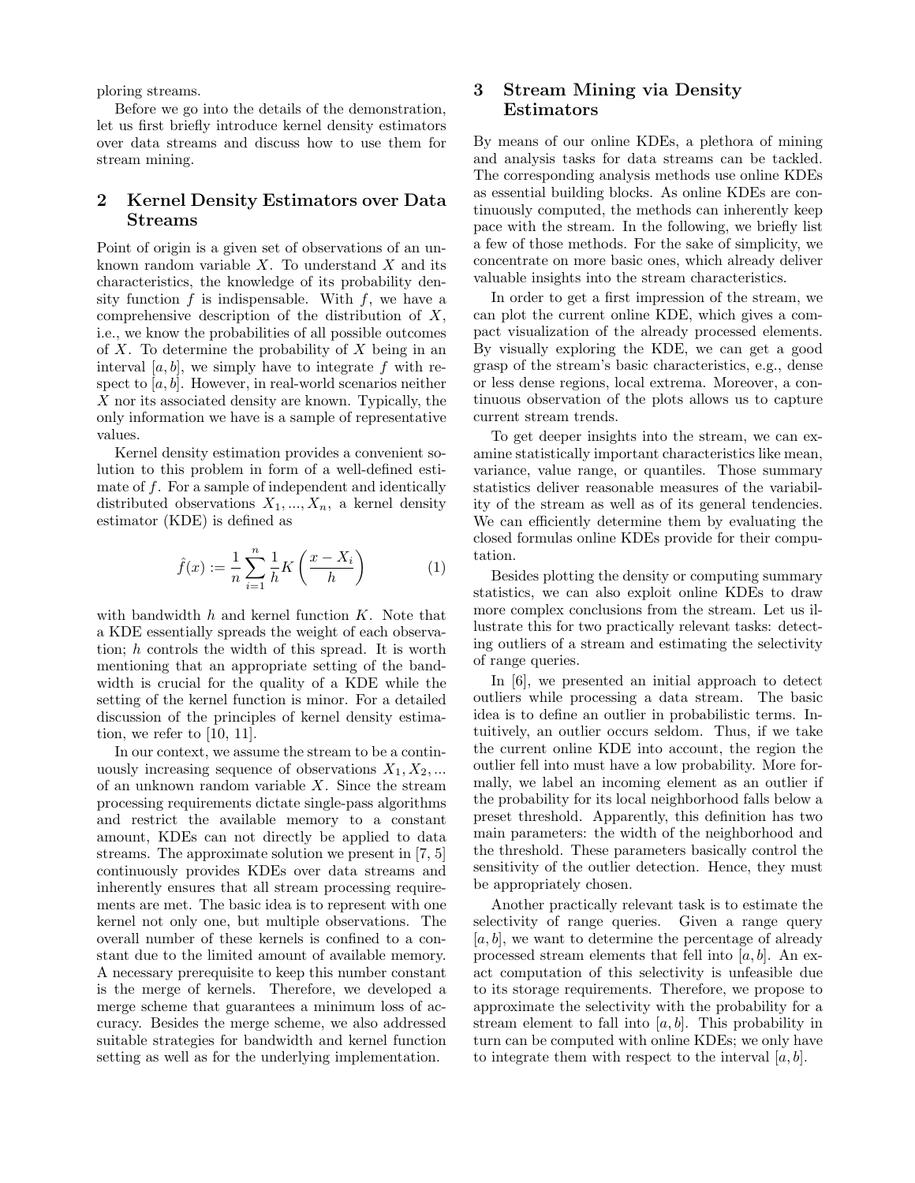ploring streams.

Before we go into the details of the demonstration, let us first briefly introduce kernel density estimators over data streams and discuss how to use them for stream mining.

## 2 Kernel Density Estimators over Data Streams

Point of origin is a given set of observations of an unknown random variable $X$. To understand $X$ and its characteristics, the knowledge of its probability density function $f$ is indispensable. With $f$, we have a comprehensive description of the distribution of $X$, i.e., we know the probabilities of all possible outcomes of $X$. To determine the probability of $X$ being in an interval $[a, b]$, we simply have to integrate $f$ with respect to $[a, b]$. However, in real-world scenarios neither $X$ nor its associated density are known. Typically, the only information we have is a sample of representative values.

Kernel density estimation provides a convenient solution to this problem in form of a well-defined estimate of $f$. For a sample of independent and identically distributed observations $X_1, ..., X_n$, a kernel density estimator (KDE) is defined as

$$\hat{f}(x) := \frac{1}{n} \sum_{i=1}^{n} \frac{1}{h} K\left(\frac{x - X_i}{h}\right) \tag{1}$$

with bandwidth $h$ and kernel function $K$. Note that a KDE essentially spreads the weight of each observation; $h$ controls the width of this spread. It is worth mentioning that an appropriate setting of the bandwidth is crucial for the quality of a KDE while the setting of the kernel function is minor. For a detailed discussion of the principles of kernel density estimation, we refer to [10, 11].

In our context, we assume the stream to be a continuously increasing sequence of observations $X_1, X_2, ...$ of an unknown random variable $X$. Since the stream processing requirements dictate single-pass algorithms and restrict the available memory to a constant amount, KDEs can not directly be applied to data streams. The approximate solution we present in [7, 5] continuously provides KDEs over data streams and inherently ensures that all stream processing requirements are met. The basic idea is to represent with one kernel not only one, but multiple observations. The overall number of these kernels is confined to a constant due to the limited amount of available memory. A necessary prerequisite to keep this number constant is the merge of kernels. Therefore, we developed a merge scheme that guarantees a minimum loss of accuracy. Besides the merge scheme, we also addressed suitable strategies for bandwidth and kernel function setting as well as for the underlying implementation.

## 3 Stream Mining via Density Estimators

By means of our online KDEs, a plethora of mining and analysis tasks for data streams can be tackled. The corresponding analysis methods use online KDEs as essential building blocks. As online KDEs are continuously computed, the methods can inherently keep pace with the stream. In the following, we briefly list a few of those methods. For the sake of simplicity, we concentrate on more basic ones, which already deliver valuable insights into the stream characteristics.

In order to get a first impression of the stream, we can plot the current online KDE, which gives a compact visualization of the already processed elements. By visually exploring the KDE, we can get a good grasp of the stream's basic characteristics, e.g., dense or less dense regions, local extrema. Moreover, a continuous observation of the plots allows us to capture current stream trends.

To get deeper insights into the stream, we can examine statistically important characteristics like mean, variance, value range, or quantiles. Those summary statistics deliver reasonable measures of the variability of the stream as well as of its general tendencies. We can efficiently determine them by evaluating the closed formulas online KDEs provide for their computation.

Besides plotting the density or computing summary statistics, we can also exploit online KDEs to draw more complex conclusions from the stream. Let us illustrate this for two practically relevant tasks: detecting outliers of a stream and estimating the selectivity of range queries.

In [6], we presented an initial approach to detect outliers while processing a data stream. The basic idea is to define an outlier in probabilistic terms. Intuitively, an outlier occurs seldom. Thus, if we take the current online KDE into account, the region the outlier fell into must have a low probability. More formally, we label an incoming element as an outlier if the probability for its local neighborhood falls below a preset threshold. Apparently, this definition has two main parameters: the width of the neighborhood and the threshold. These parameters basically control the sensitivity of the outlier detection. Hence, they must be appropriately chosen.

Another practically relevant task is to estimate the selectivity of range queries. Given a range query $[a, b]$, we want to determine the percentage of already processed stream elements that fell into $[a, b]$. An exact computation of this selectivity is unfeasible due to its storage requirements. Therefore, we propose to approximate the selectivity with the probability for a stream element to fall into $[a, b]$. This probability in turn can be computed with online KDEs; we only have to integrate them with respect to the interval $[a, b]$.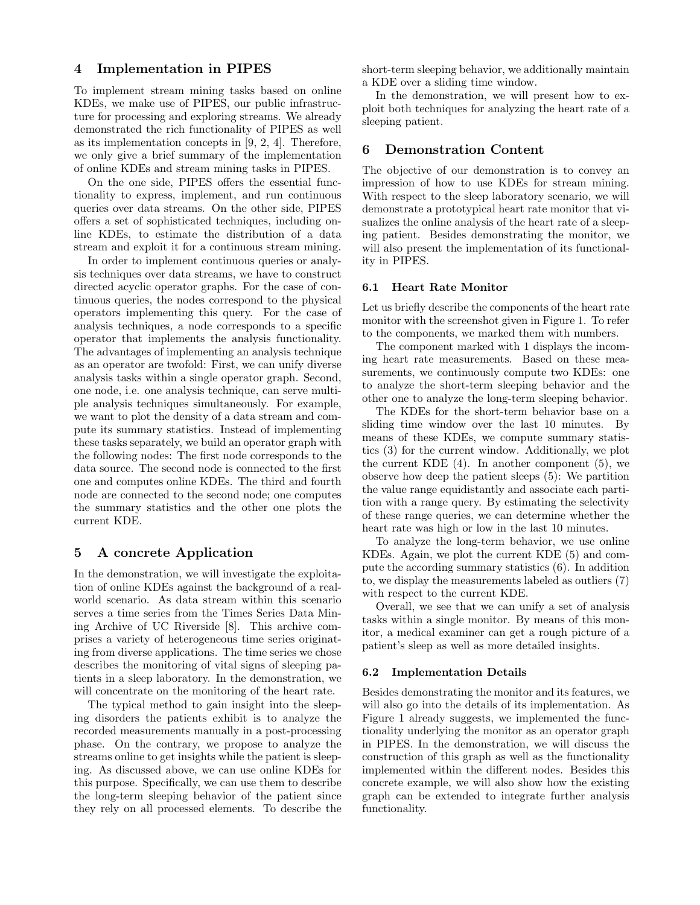## 4 Implementation in PIPES

To implement stream mining tasks based on online KDEs, we make use of PIPES, our public infrastructure for processing and exploring streams. We already demonstrated the rich functionality of PIPES as well as its implementation concepts in [9, 2, 4]. Therefore, we only give a brief summary of the implementation of online KDEs and stream mining tasks in PIPES.

On the one side, PIPES offers the essential functionality to express, implement, and run continuous queries over data streams. On the other side, PIPES offers a set of sophisticated techniques, including online KDEs, to estimate the distribution of a data stream and exploit it for a continuous stream mining.

In order to implement continuous queries or analysis techniques over data streams, we have to construct directed acyclic operator graphs. For the case of continuous queries, the nodes correspond to the physical operators implementing this query. For the case of analysis techniques, a node corresponds to a specific operator that implements the analysis functionality. The advantages of implementing an analysis technique as an operator are twofold: First, we can unify diverse analysis tasks within a single operator graph. Second, one node, i.e. one analysis technique, can serve multiple analysis techniques simultaneously. For example, we want to plot the density of a data stream and compute its summary statistics. Instead of implementing these tasks separately, we build an operator graph with the following nodes: The first node corresponds to the data source. The second node is connected to the first one and computes online KDEs. The third and fourth node are connected to the second node; one computes the summary statistics and the other one plots the current KDE.

## 5 A concrete Application

In the demonstration, we will investigate the exploitation of online KDEs against the background of a real-world scenario. As data stream within this scenario serves a time series from the Times Series Data Mining Archive of UC Riverside [8]. This archive comprises a variety of heterogeneous time series originating from diverse applications. The time series we chose describes the monitoring of vital signs of sleeping patients in a sleep laboratory. In the demonstration, we will concentrate on the monitoring of the heart rate.

The typical method to gain insight into the sleeping disorders the patients exhibit is to analyze the recorded measurements manually in a post-processing phase. On the contrary, we propose to analyze the streams online to get insights while the patient is sleeping. As discussed above, we can use online KDEs for this purpose. Specifically, we can use them to describe the long-term sleeping behavior of the patient since they rely on all processed elements. To describe the short-term sleeping behavior, we additionally maintain a KDE over a sliding time window.

In the demonstration, we will present how to exploit both techniques for analyzing the heart rate of a sleeping patient.

## 6 Demonstration Content

The objective of our demonstration is to convey an impression of how to use KDEs for stream mining. With respect to the sleep laboratory scenario, we will demonstrate a prototypical heart rate monitor that visualizes the online analysis of the heart rate of a sleeping patient. Besides demonstrating the monitor, we will also present the implementation of its functionality in PIPES.

### 6.1 Heart Rate Monitor

Let us briefly describe the components of the heart rate monitor with the screenshot given in Figure 1. To refer to the components, we marked them with numbers.

The component marked with 1 displays the incoming heart rate measurements. Based on these measurements, we continuously compute two KDEs: one to analyze the short-term sleeping behavior and the other one to analyze the long-term sleeping behavior.

The KDEs for the short-term behavior base on a sliding time window over the last 10 minutes. By means of these KDEs, we compute summary statistics (3) for the current window. Additionally, we plot the current KDE (4). In another component (5), we observe how deep the patient sleeps (5): We partition the value range equidistantly and associate each partition with a range query. By estimating the selectivity of these range queries, we can determine whether the heart rate was high or low in the last 10 minutes.

To analyze the long-term behavior, we use online KDEs. Again, we plot the current KDE (5) and compute the according summary statistics (6). In addition to, we display the measurements labeled as outliers (7) with respect to the current KDE.

Overall, we see that we can unify a set of analysis tasks within a single monitor. By means of this monitor, a medical examiner can get a rough picture of a patient's sleep as well as more detailed insights.

### 6.2 Implementation Details

Besides demonstrating the monitor and its features, we will also go into the details of its implementation. As Figure 1 already suggests, we implemented the functionality underlying the monitor as an operator graph in PIPES. In the demonstration, we will discuss the construction of this graph as well as the functionality implemented within the different nodes. Besides this concrete example, we will also show how the existing graph can be extended to integrate further analysis functionality.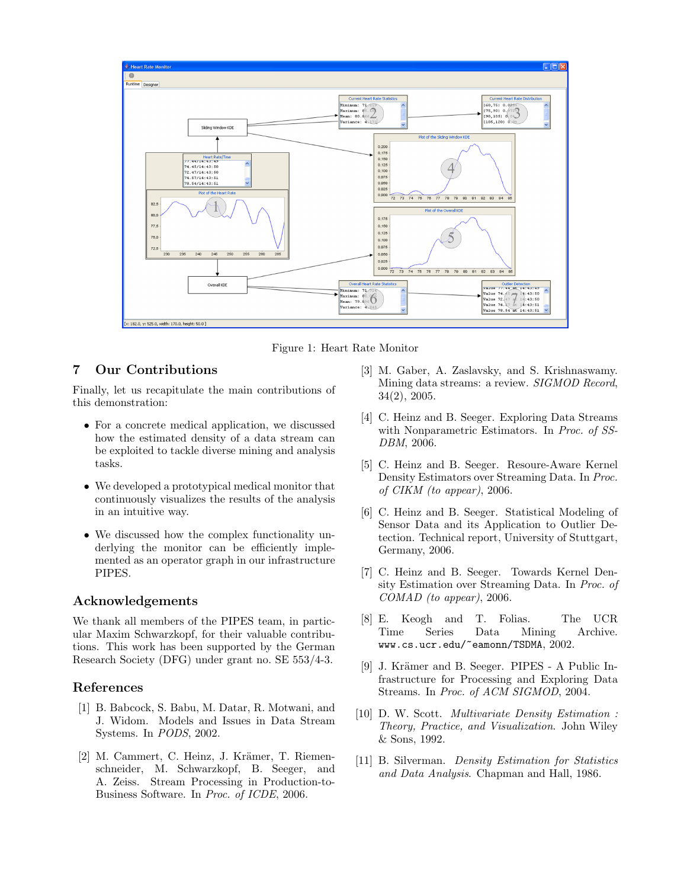Figure 1: Heart Rate Monitor

## 7 Our Contributions

Finally, let us recapitulate the main contributions of this demonstration:

- For a concrete medical application, we discussed how the estimated density of a data stream can be exploited to tackle diverse mining and analysis tasks.
- We developed a prototypical medical monitor that continuously visualizes the results of the analysis in an intuitive way.
- We discussed how the complex functionality underlying the monitor can be efficiently implemented as an operator graph in our infrastructure PIPES.

## Acknowledgements

We thank all members of the PIPES team, in particular Maxim Schwarzkopf, for their valuable contributions. This work has been supported by the German Research Society (DFG) under grant no. SE 553/4-3.

## References

[1] B. Babcock, S. Babu, M. Datar, R. Motwani, and J. Widom. Models and Issues in Data Stream Systems. In *PODS*, 2002.

[2] M. Cammert, C. Heinz, J. Krämer, T. Riemenschneider, M. Schwarzkopf, B. Seeger, and A. Zeiss. Stream Processing in Production-to-Business Software. In *Proc. of ICDE*, 2006.

[3] M. Gaber, A. Zaslavsky, and S. Krishnaswamy. Mining data streams: a review. *SIGMOD Record*, 34(2), 2005.

[4] C. Heinz and B. Seeger. Exploring Data Streams with Nonparametric Estimators. In *Proc. of SSDBM*, 2006.

[5] C. Heinz and B. Seeger. Resoure-Aware Kernel Density Estimators over Streaming Data. In *Proc. of CIKM (to appear)*, 2006.

[6] C. Heinz and B. Seeger. Statistical Modeling of Sensor Data and its Application to Outlier Detection. Technical report, University of Stuttgart, Germany, 2006.

[7] C. Heinz and B. Seeger. Towards Kernel Density Estimation over Streaming Data. In *Proc. of COMAD (to appear)*, 2006.

[8] E. Keogh and T. Folias. The UCR Time Series Data Mining Archive. `www.cs.ucr.edu/~eamonn/TSDMA`, 2002.

[9] J. Krämer and B. Seeger. PIPES - A Public Infrastructure for Processing and Exploring Data Streams. In *Proc. of ACM SIGMOD*, 2004.

[10] D. W. Scott. *Multivariate Density Estimation : Theory, Practice, and Visualization*. John Wiley & Sons, 1992.

[11] B. Silverman. *Density Estimation for Statistics and Data Analysis*. Chapman and Hall, 1986.